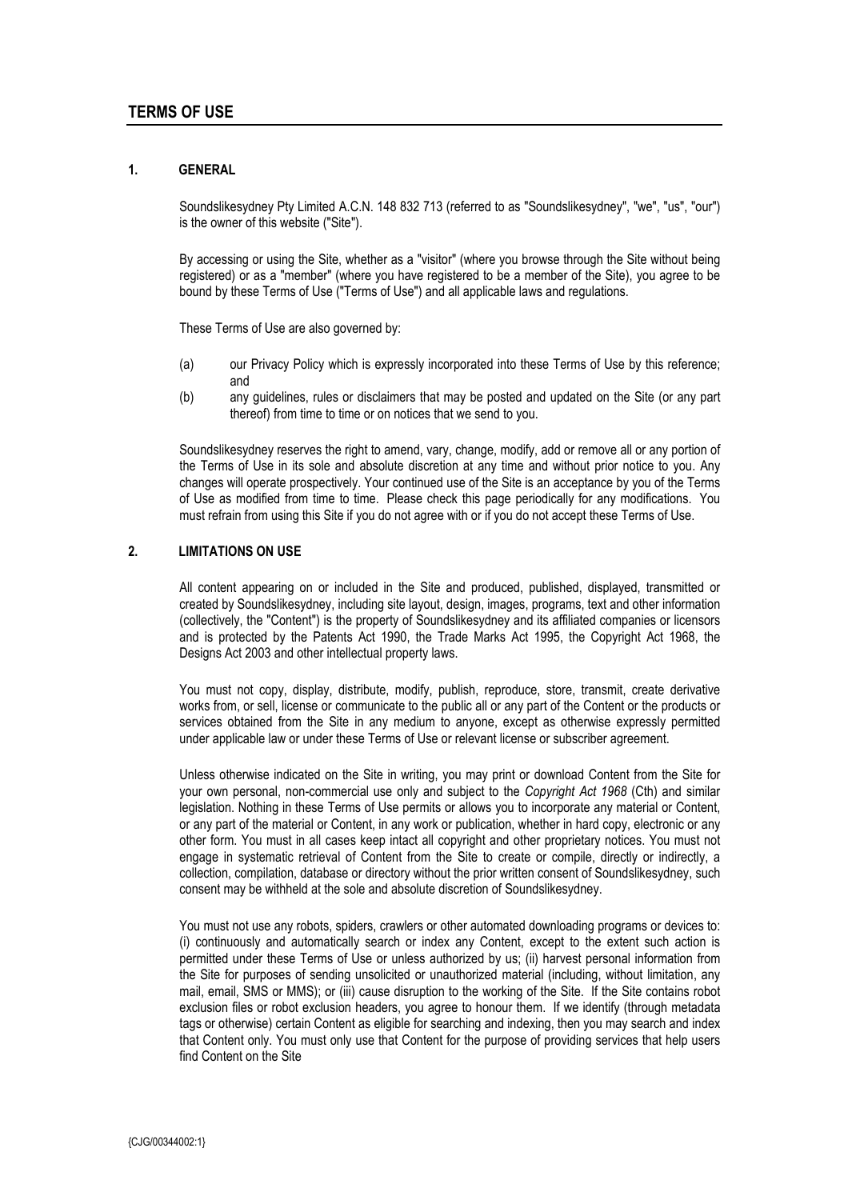# TERMS OF USE

## 1. GENERAL

Soundslikesydney Pty Limited A.C.N. 148 832 713 (referred to as "Soundslikesydney", "we", "us", "our") is the owner of this website ("Site").

By accessing or using the Site, whether as a "visitor" (where you browse through the Site without being registered) or as a "member" (where you have registered to be a member of the Site), you agree to be bound by these Terms of Use ("Terms of Use") and all applicable laws and regulations.

These Terms of Use are also governed by:

(a) our Privacy Policy which is expressly incorporated into these Terms of Use by this reference; and

(b) any guidelines, rules or disclaimers that may be posted and updated on the Site (or any part thereof) from time to time or on notices that we send to you.

Soundslikesydney reserves the right to amend, vary, change, modify, add or remove all or any portion of the Terms of Use in its sole and absolute discretion at any time and without prior notice to you. Any changes will operate prospectively. Your continued use of the Site is an acceptance by you of the Terms of Use as modified from time to time. Please check this page periodically for any modifications. You must refrain from using this Site if you do not agree with or if you do not accept these Terms of Use.

## 2. LIMITATIONS ON USE

All content appearing on or included in the Site and produced, published, displayed, transmitted or created by Soundslikesydney, including site layout, design, images, programs, text and other information (collectively, the "Content") is the property of Soundslikesydney and its affiliated companies or licensors and is protected by the Patents Act 1990, the Trade Marks Act 1995, the Copyright Act 1968, the Designs Act 2003 and other intellectual property laws.

You must not copy, display, distribute, modify, publish, reproduce, store, transmit, create derivative works from, or sell, license or communicate to the public all or any part of the Content or the products or services obtained from the Site in any medium to anyone, except as otherwise expressly permitted under applicable law or under these Terms of Use or relevant license or subscriber agreement.

Unless otherwise indicated on the Site in writing, you may print or download Content from the Site for your own personal, non-commercial use only and subject to the *Copyright Act 1968* (Cth) and similar legislation. Nothing in these Terms of Use permits or allows you to incorporate any material or Content, or any part of the material or Content, in any work or publication, whether in hard copy, electronic or any other form. You must in all cases keep intact all copyright and other proprietary notices. You must not engage in systematic retrieval of Content from the Site to create or compile, directly or indirectly, a collection, compilation, database or directory without the prior written consent of Soundslikesydney, such consent may be withheld at the sole and absolute discretion of Soundslikesydney.

You must not use any robots, spiders, crawlers or other automated downloading programs or devices to: (i) continuously and automatically search or index any Content, except to the extent such action is permitted under these Terms of Use or unless authorized by us; (ii) harvest personal information from the Site for purposes of sending unsolicited or unauthorized material (including, without limitation, any mail, email, SMS or MMS); or (iii) cause disruption to the working of the Site. If the Site contains robot exclusion files or robot exclusion headers, you agree to honour them. If we identify (through metadata tags or otherwise) certain Content as eligible for searching and indexing, then you may search and index that Content only. You must only use that Content for the purpose of providing services that help users find Content on the Site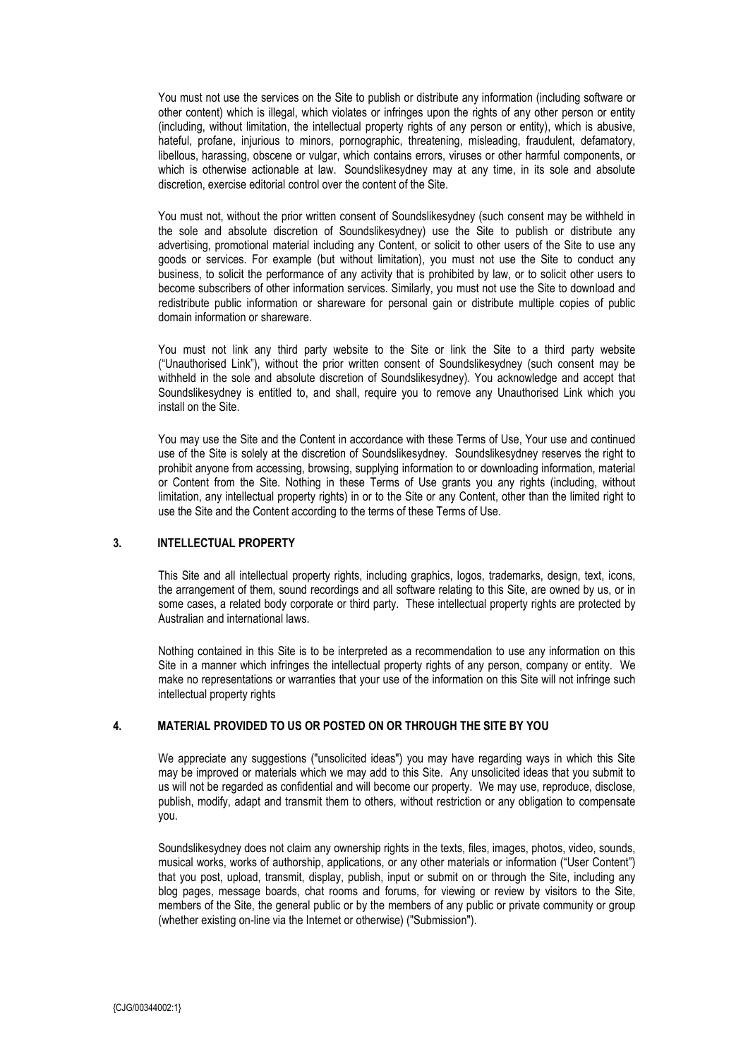You must not use the services on the Site to publish or distribute any information (including software or other content) which is illegal, which violates or infringes upon the rights of any other person or entity (including, without limitation, the intellectual property rights of any person or entity), which is abusive, hateful, profane, injurious to minors, pornographic, threatening, misleading, fraudulent, defamatory, libellous, harassing, obscene or vulgar, which contains errors, viruses or other harmful components, or which is otherwise actionable at law. Soundslikesydney may at any time, in its sole and absolute discretion, exercise editorial control over the content of the Site.

You must not, without the prior written consent of Soundslikesydney (such consent may be withheld in the sole and absolute discretion of Soundslikesydney) use the Site to publish or distribute any advertising, promotional material including any Content, or solicit to other users of the Site to use any goods or services. For example (but without limitation), you must not use the Site to conduct any business, to solicit the performance of any activity that is prohibited by law, or to solicit other users to become subscribers of other information services. Similarly, you must not use the Site to download and redistribute public information or shareware for personal gain or distribute multiple copies of public domain information or shareware.

You must not link any third party website to the Site or link the Site to a third party website ("Unauthorised Link"), without the prior written consent of Soundslikesydney (such consent may be withheld in the sole and absolute discretion of Soundslikesydney). You acknowledge and accept that Soundslikesydney is entitled to, and shall, require you to remove any Unauthorised Link which you install on the Site.

You may use the Site and the Content in accordance with these Terms of Use, Your use and continued use of the Site is solely at the discretion of Soundslikesydney. Soundslikesydney reserves the right to prohibit anyone from accessing, browsing, supplying information to or downloading information, material or Content from the Site. Nothing in these Terms of Use grants you any rights (including, without limitation, any intellectual property rights) in or to the Site or any Content, other than the limited right to use the Site and the Content according to the terms of these Terms of Use.

## 3. INTELLECTUAL PROPERTY

This Site and all intellectual property rights, including graphics, logos, trademarks, design, text, icons, the arrangement of them, sound recordings and all software relating to this Site, are owned by us, or in some cases, a related body corporate or third party. These intellectual property rights are protected by Australian and international laws.

Nothing contained in this Site is to be interpreted as a recommendation to use any information on this Site in a manner which infringes the intellectual property rights of any person, company or entity. We make no representations or warranties that your use of the information on this Site will not infringe such intellectual property rights

## 4. MATERIAL PROVIDED TO US OR POSTED ON OR THROUGH THE SITE BY YOU

We appreciate any suggestions ("unsolicited ideas") you may have regarding ways in which this Site may be improved or materials which we may add to this Site. Any unsolicited ideas that you submit to us will not be regarded as confidential and will become our property. We may use, reproduce, disclose, publish, modify, adapt and transmit them to others, without restriction or any obligation to compensate you.

Soundslikesydney does not claim any ownership rights in the texts, files, images, photos, video, sounds, musical works, works of authorship, applications, or any other materials or information ("User Content") that you post, upload, transmit, display, publish, input or submit on or through the Site, including any blog pages, message boards, chat rooms and forums, for viewing or review by visitors to the Site, members of the Site, the general public or by the members of any public or private community or group (whether existing on-line via the Internet or otherwise) ("Submission").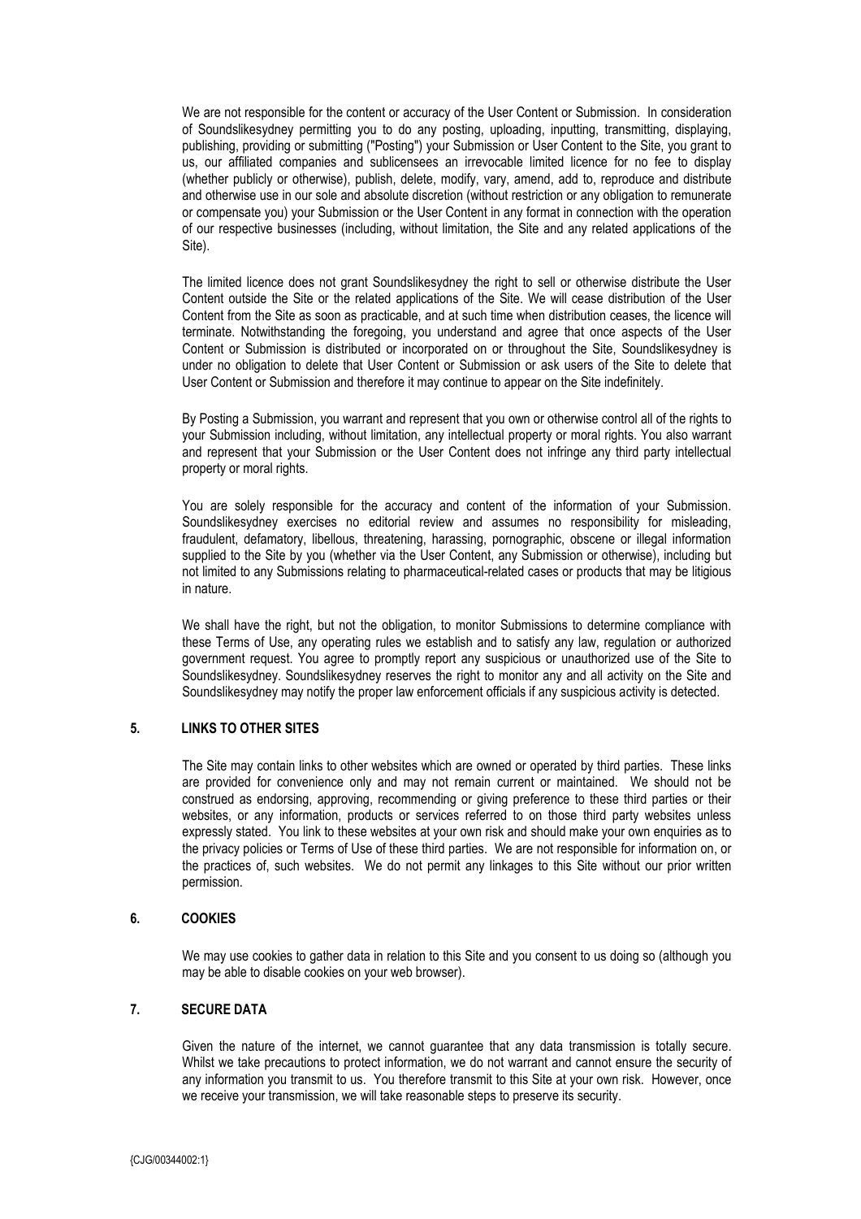We are not responsible for the content or accuracy of the User Content or Submission. In consideration of Soundslikesydney permitting you to do any posting, uploading, inputting, transmitting, displaying, publishing, providing or submitting ("Posting") your Submission or User Content to the Site, you grant to us, our affiliated companies and sublicensees an irrevocable limited licence for no fee to display (whether publicly or otherwise), publish, delete, modify, vary, amend, add to, reproduce and distribute and otherwise use in our sole and absolute discretion (without restriction or any obligation to remunerate or compensate you) your Submission or the User Content in any format in connection with the operation of our respective businesses (including, without limitation, the Site and any related applications of the Site).

The limited licence does not grant Soundslikesydney the right to sell or otherwise distribute the User Content outside the Site or the related applications of the Site. We will cease distribution of the User Content from the Site as soon as practicable, and at such time when distribution ceases, the licence will terminate. Notwithstanding the foregoing, you understand and agree that once aspects of the User Content or Submission is distributed or incorporated on or throughout the Site, Soundslikesydney is under no obligation to delete that User Content or Submission or ask users of the Site to delete that User Content or Submission and therefore it may continue to appear on the Site indefinitely.

By Posting a Submission, you warrant and represent that you own or otherwise control all of the rights to your Submission including, without limitation, any intellectual property or moral rights. You also warrant and represent that your Submission or the User Content does not infringe any third party intellectual property or moral rights.

You are solely responsible for the accuracy and content of the information of your Submission. Soundslikesydney exercises no editorial review and assumes no responsibility for misleading, fraudulent, defamatory, libellous, threatening, harassing, pornographic, obscene or illegal information supplied to the Site by you (whether via the User Content, any Submission or otherwise), including but not limited to any Submissions relating to pharmaceutical-related cases or products that may be litigious in nature.

We shall have the right, but not the obligation, to monitor Submissions to determine compliance with these Terms of Use, any operating rules we establish and to satisfy any law, regulation or authorized government request. You agree to promptly report any suspicious or unauthorized use of the Site to Soundslikesydney. Soundslikesydney reserves the right to monitor any and all activity on the Site and Soundslikesydney may notify the proper law enforcement officials if any suspicious activity is detected.

## 5. LINKS TO OTHER SITES

The Site may contain links to other websites which are owned or operated by third parties. These links are provided for convenience only and may not remain current or maintained. We should not be construed as endorsing, approving, recommending or giving preference to these third parties or their websites, or any information, products or services referred to on those third party websites unless expressly stated. You link to these websites at your own risk and should make your own enquiries as to the privacy policies or Terms of Use of these third parties. We are not responsible for information on, or the practices of, such websites. We do not permit any linkages to this Site without our prior written permission.

## 6. COOKIES

We may use cookies to gather data in relation to this Site and you consent to us doing so (although you may be able to disable cookies on your web browser).

## 7. SECURE DATA

Given the nature of the internet, we cannot guarantee that any data transmission is totally secure. Whilst we take precautions to protect information, we do not warrant and cannot ensure the security of any information you transmit to us. You therefore transmit to this Site at your own risk. However, once we receive your transmission, we will take reasonable steps to preserve its security.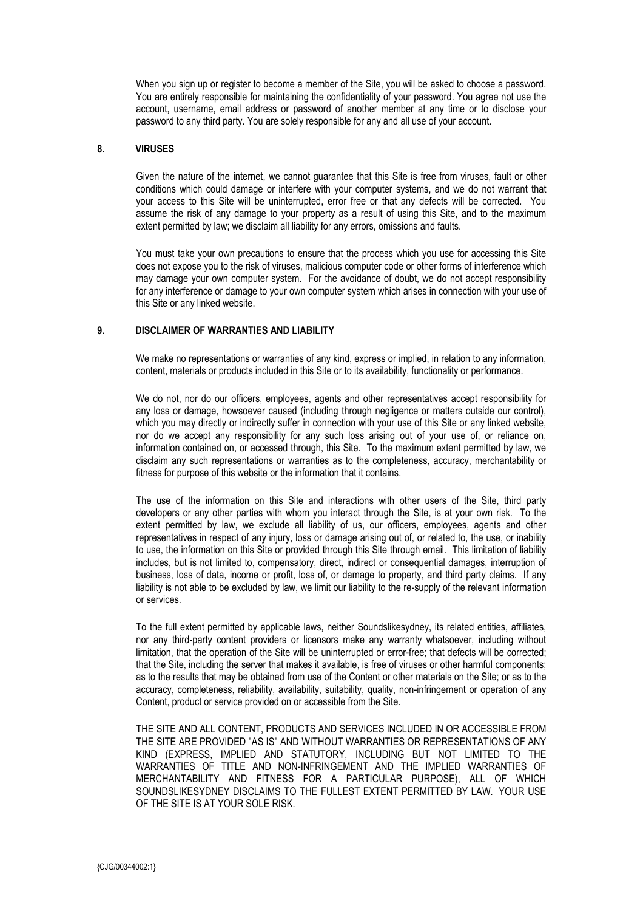When you sign up or register to become a member of the Site, you will be asked to choose a password. You are entirely responsible for maintaining the confidentiality of your password. You agree not use the account, username, email address or password of another member at any time or to disclose your password to any third party. You are solely responsible for any and all use of your account.

## 8. VIRUSES

Given the nature of the internet, we cannot guarantee that this Site is free from viruses, fault or other conditions which could damage or interfere with your computer systems, and we do not warrant that your access to this Site will be uninterrupted, error free or that any defects will be corrected. You assume the risk of any damage to your property as a result of using this Site, and to the maximum extent permitted by law; we disclaim all liability for any errors, omissions and faults.

You must take your own precautions to ensure that the process which you use for accessing this Site does not expose you to the risk of viruses, malicious computer code or other forms of interference which may damage your own computer system. For the avoidance of doubt, we do not accept responsibility for any interference or damage to your own computer system which arises in connection with your use of this Site or any linked website.

## 9. DISCLAIMER OF WARRANTIES AND LIABILITY

We make no representations or warranties of any kind, express or implied, in relation to any information, content, materials or products included in this Site or to its availability, functionality or performance.

We do not, nor do our officers, employees, agents and other representatives accept responsibility for any loss or damage, howsoever caused (including through negligence or matters outside our control), which you may directly or indirectly suffer in connection with your use of this Site or any linked website, nor do we accept any responsibility for any such loss arising out of your use of, or reliance on, information contained on, or accessed through, this Site. To the maximum extent permitted by law, we disclaim any such representations or warranties as to the completeness, accuracy, merchantability or fitness for purpose of this website or the information that it contains.

The use of the information on this Site and interactions with other users of the Site, third party developers or any other parties with whom you interact through the Site, is at your own risk. To the extent permitted by law, we exclude all liability of us, our officers, employees, agents and other representatives in respect of any injury, loss or damage arising out of, or related to, the use, or inability to use, the information on this Site or provided through this Site through email. This limitation of liability includes, but is not limited to, compensatory, direct, indirect or consequential damages, interruption of business, loss of data, income or profit, loss of, or damage to property, and third party claims. If any liability is not able to be excluded by law, we limit our liability to the re-supply of the relevant information or services.

To the full extent permitted by applicable laws, neither Soundslikesydney, its related entities, affiliates, nor any third-party content providers or licensors make any warranty whatsoever, including without limitation, that the operation of the Site will be uninterrupted or error-free; that defects will be corrected; that the Site, including the server that makes it available, is free of viruses or other harmful components; as to the results that may be obtained from use of the Content or other materials on the Site; or as to the accuracy, completeness, reliability, availability, suitability, quality, non-infringement or operation of any Content, product or service provided on or accessible from the Site.

THE SITE AND ALL CONTENT, PRODUCTS AND SERVICES INCLUDED IN OR ACCESSIBLE FROM THE SITE ARE PROVIDED "AS IS" AND WITHOUT WARRANTIES OR REPRESENTATIONS OF ANY KIND (EXPRESS, IMPLIED AND STATUTORY, INCLUDING BUT NOT LIMITED TO THE WARRANTIES OF TITLE AND NON-INFRINGEMENT AND THE IMPLIED WARRANTIES OF MERCHANTABILITY AND FITNESS FOR A PARTICULAR PURPOSE), ALL OF WHICH SOUNDSLIKESYDNEY DISCLAIMS TO THE FULLEST EXTENT PERMITTED BY LAW. YOUR USE OF THE SITE IS AT YOUR SOLE RISK.

{CJG/00344002:1}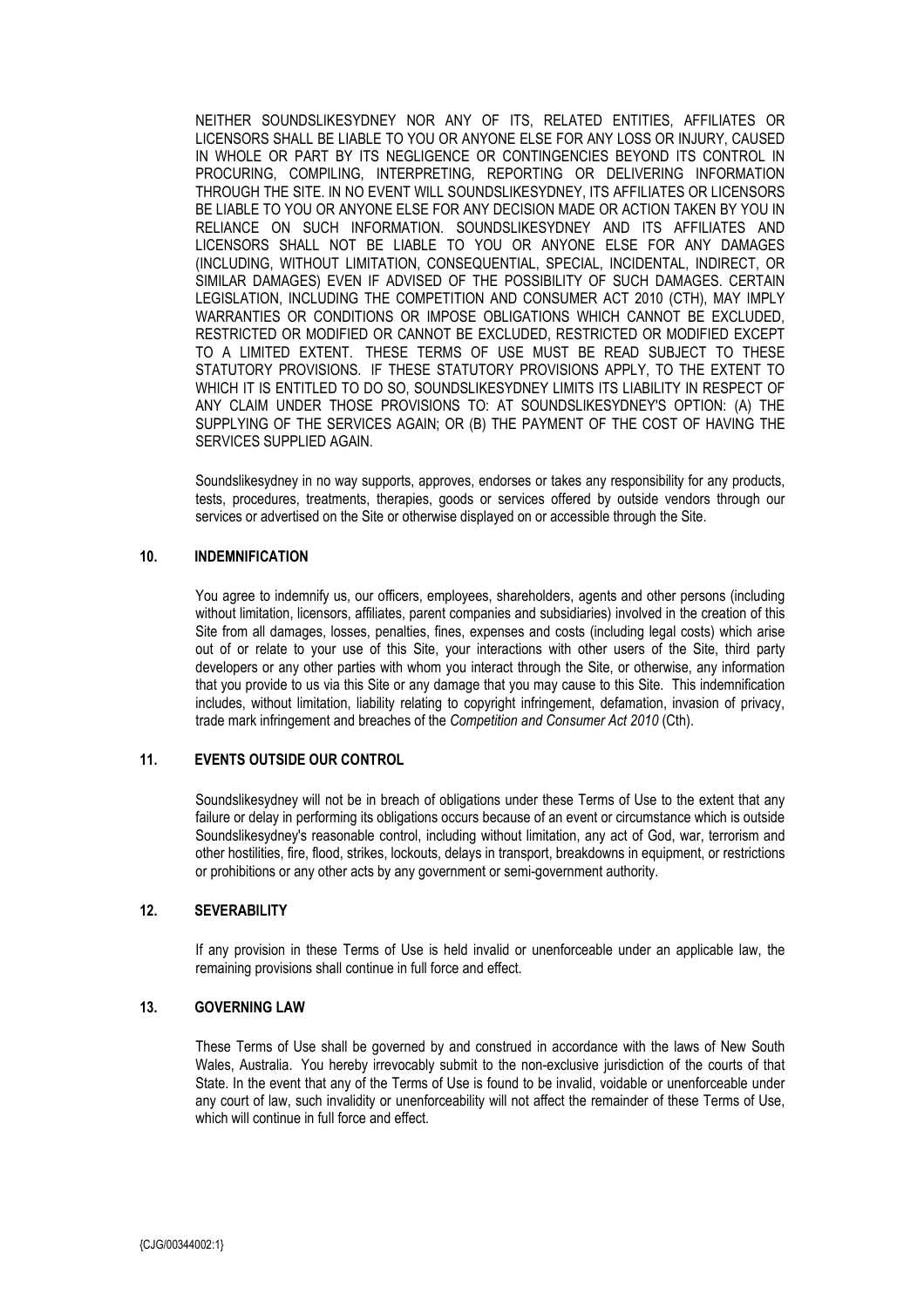NEITHER SOUNDSLIKESYDNEY NOR ANY OF ITS, RELATED ENTITIES, AFFILIATES OR LICENSORS SHALL BE LIABLE TO YOU OR ANYONE ELSE FOR ANY LOSS OR INJURY, CAUSED IN WHOLE OR PART BY ITS NEGLIGENCE OR CONTINGENCIES BEYOND ITS CONTROL IN PROCURING, COMPILING, INTERPRETING, REPORTING OR DELIVERING INFORMATION THROUGH THE SITE. IN NO EVENT WILL SOUNDSLIKESYDNEY, ITS AFFILIATES OR LICENSORS BE LIABLE TO YOU OR ANYONE ELSE FOR ANY DECISION MADE OR ACTION TAKEN BY YOU IN RELIANCE ON SUCH INFORMATION. SOUNDSLIKESYDNEY AND ITS AFFILIATES AND LICENSORS SHALL NOT BE LIABLE TO YOU OR ANYONE ELSE FOR ANY DAMAGES (INCLUDING, WITHOUT LIMITATION, CONSEQUENTIAL, SPECIAL, INCIDENTAL, INDIRECT, OR SIMILAR DAMAGES) EVEN IF ADVISED OF THE POSSIBILITY OF SUCH DAMAGES. CERTAIN LEGISLATION, INCLUDING THE COMPETITION AND CONSUMER ACT 2010 (CTH), MAY IMPLY WARRANTIES OR CONDITIONS OR IMPOSE OBLIGATIONS WHICH CANNOT BE EXCLUDED, RESTRICTED OR MODIFIED OR CANNOT BE EXCLUDED, RESTRICTED OR MODIFIED EXCEPT TO A LIMITED EXTENT. THESE TERMS OF USE MUST BE READ SUBJECT TO THESE STATUTORY PROVISIONS. IF THESE STATUTORY PROVISIONS APPLY, TO THE EXTENT TO WHICH IT IS ENTITLED TO DO SO, SOUNDSLIKESYDNEY LIMITS ITS LIABILITY IN RESPECT OF ANY CLAIM UNDER THOSE PROVISIONS TO: AT SOUNDSLIKESYDNEY'S OPTION: (A) THE SUPPLYING OF THE SERVICES AGAIN; OR (B) THE PAYMENT OF THE COST OF HAVING THE SERVICES SUPPLIED AGAIN.

Soundslikesydney in no way supports, approves, endorses or takes any responsibility for any products, tests, procedures, treatments, therapies, goods or services offered by outside vendors through our services or advertised on the Site or otherwise displayed on or accessible through the Site.

## 10. INDEMNIFICATION

You agree to indemnify us, our officers, employees, shareholders, agents and other persons (including without limitation, licensors, affiliates, parent companies and subsidiaries) involved in the creation of this Site from all damages, losses, penalties, fines, expenses and costs (including legal costs) which arise out of or relate to your use of this Site, your interactions with other users of the Site, third party developers or any other parties with whom you interact through the Site, or otherwise, any information that you provide to us via this Site or any damage that you may cause to this Site. This indemnification includes, without limitation, liability relating to copyright infringement, defamation, invasion of privacy, trade mark infringement and breaches of the *Competition and Consumer Act 2010* (Cth).

## 11. EVENTS OUTSIDE OUR CONTROL

Soundslikesydney will not be in breach of obligations under these Terms of Use to the extent that any failure or delay in performing its obligations occurs because of an event or circumstance which is outside Soundslikesydney's reasonable control, including without limitation, any act of God, war, terrorism and other hostilities, fire, flood, strikes, lockouts, delays in transport, breakdowns in equipment, or restrictions or prohibitions or any other acts by any government or semi-government authority.

## 12. SEVERABILITY

If any provision in these Terms of Use is held invalid or unenforceable under an applicable law, the remaining provisions shall continue in full force and effect.

## 13. GOVERNING LAW

These Terms of Use shall be governed by and construed in accordance with the laws of New South Wales, Australia. You hereby irrevocably submit to the non-exclusive jurisdiction of the courts of that State. In the event that any of the Terms of Use is found to be invalid, voidable or unenforceable under any court of law, such invalidity or unenforceability will not affect the remainder of these Terms of Use, which will continue in full force and effect.

{CJG/00344002:1}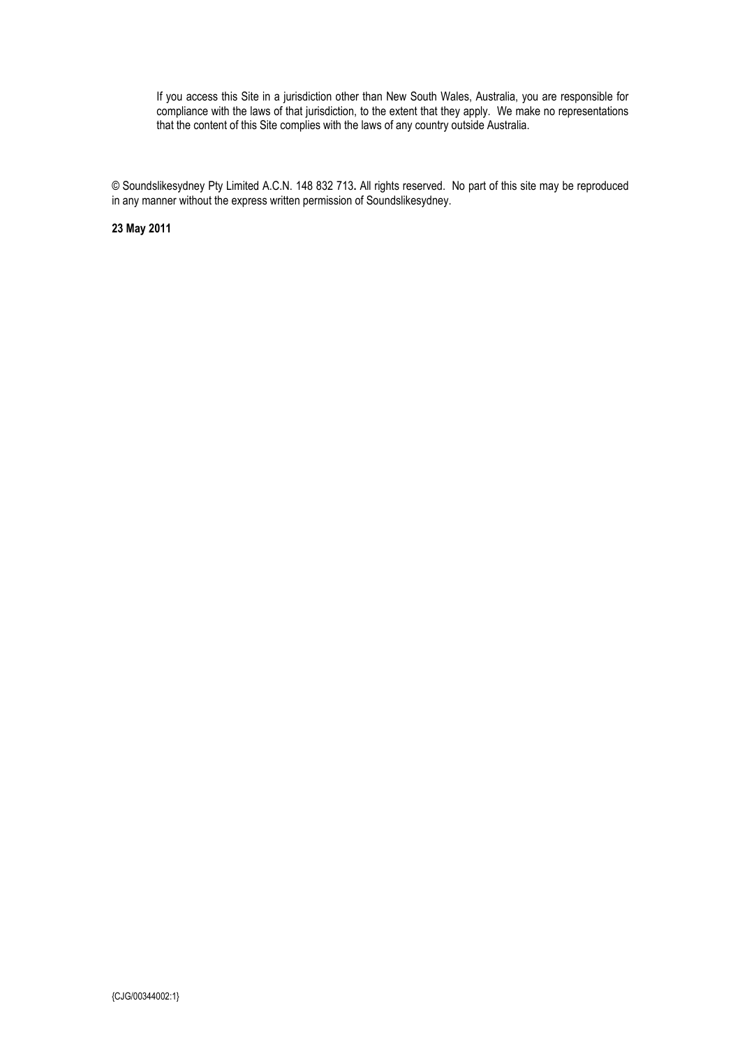If you access this Site in a jurisdiction other than New South Wales, Australia, you are responsible for compliance with the laws of that jurisdiction, to the extent that they apply. We make no representations that the content of this Site complies with the laws of any country outside Australia.

© Soundslikesydney Pty Limited A.C.N. 148 832 713**.** All rights reserved. No part of this site may be reproduced in any manner without the express written permission of Soundslikesydney.

**23 May 2011**